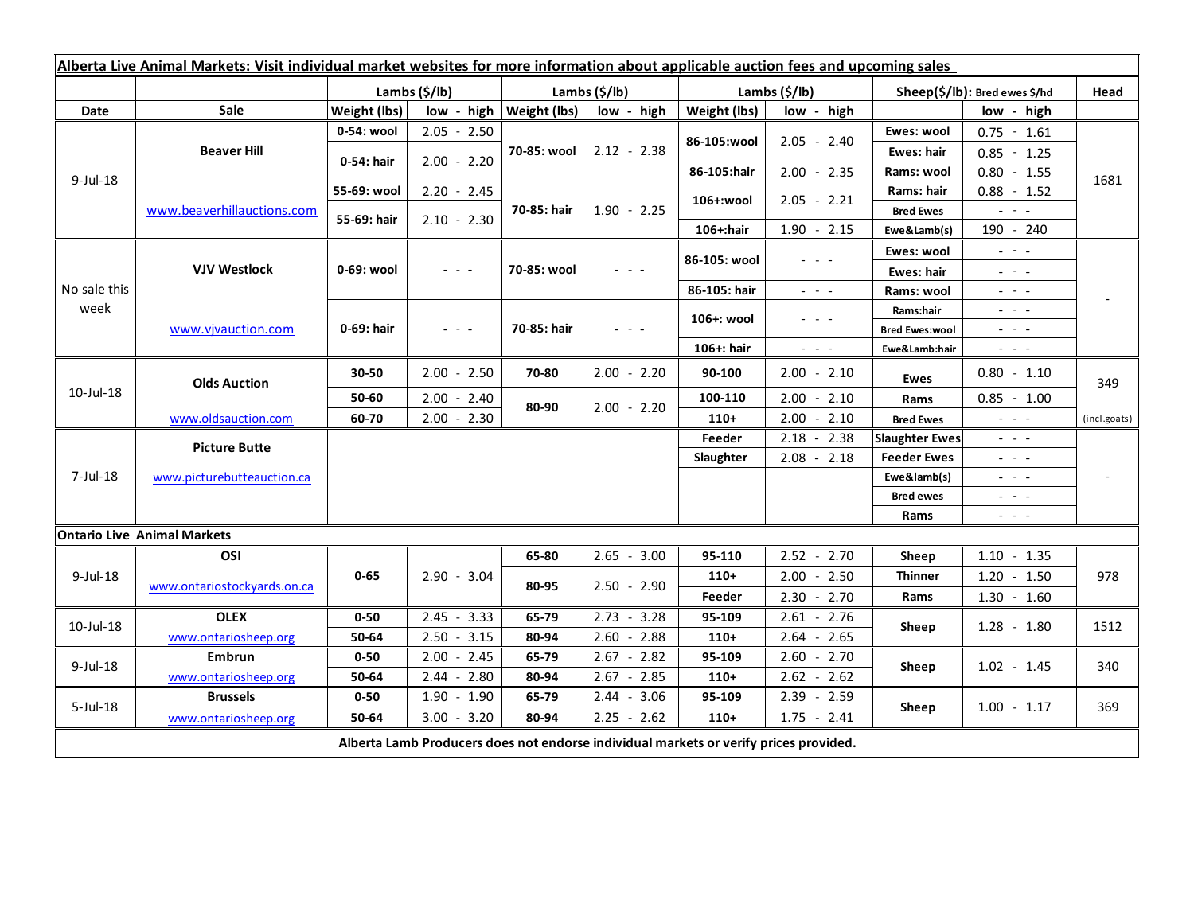**Alberta Live Animal Markets: Visit individual market websites for more information about applicable auction fees and upcoming sales**

| Date | Sale | Lambs ($/lb) Weight (lbs) | low - high | Lambs ($/lb) Weight (lbs) | low - high | Lambs ($/lb) Weight (lbs) | low - high | Sheep($/lb): Bred ewes $/hd | low - high | Head |
|---|---|---|---|---|---|---|---|---|---|---|
| 9-Jul-18 | Beaver Hill | 0-54: wool | 2.05 - 2.50 | 70-85: wool | 2.12 - 2.38 | 86-105:wool | 2.05 - 2.40 | Ewes: wool | 0.75 - 1.61 | 1681 |
| | | 0-54: hair | 2.00 - 2.20 | | | | | Ewes: hair | 0.85 - 1.25 | |
| | | | | | | 86-105:hair | 2.00 - 2.35 | Rams: wool | 0.80 - 1.55 | |
| | www.beaverhillauctions.com | 55-69: wool | 2.20 - 2.45 | 70-85: hair | 1.90 - 2.25 | 106+:wool | 2.05 - 2.21 | Rams: hair | 0.88 - 1.52 | |
| | | 55-69: hair | 2.10 - 2.30 | | | | | Bred Ewes | - - - | |
| | | | | | | 106+:hair | 1.90 - 2.15 | Ewe&Lamb(s) | 190 - 240 | |
| No sale this week | VJV Westlock | 0-69: wool | - - - | 70-85: wool | - - - | 86-105: wool | - - - | Ewes: wool | - - - | - |
| | | | | | | | | Ewes: hair | - - - | |
| | | | | | | 86-105: hair | - - - | Rams: wool | - - - | |
| | www.vjvauction.com | 0-69: hair | - - - | 70-85: hair | - - - | 106+: wool | - - - | Rams:hair | - - - | |
| | | | | | | | | Bred Ewes:wool | - - - | |
| | | | | | | 106+: hair | - - - | Ewe&Lamb:hair | - - - | |
| 10-Jul-18 | Olds Auction | 30-50 | 2.00 - 2.50 | 70-80 | 2.00 - 2.20 | 90-100 | 2.00 - 2.10 | Ewes | 0.80 - 1.10 | 349 |
| | | 50-60 | 2.00 - 2.40 | 80-90 | 2.00 - 2.20 | 100-110 | 2.00 - 2.10 | Rams | 0.85 - 1.00 | |
| | www.oldsauction.com | 60-70 | 2.00 - 2.30 | | | 110+ | 2.00 - 2.10 | Bred Ewes | - - - | (incl.goats) |
| 7-Jul-18 | Picture Butte | | | | | Feeder | 2.18 - 2.38 | Slaughter Ewes | - - - | - |
| | www.picturebutteauction.ca | | | | | Slaughter | 2.08 - 2.18 | Feeder Ewes | - - - | |
| | | | | | | | | Ewe&lamb(s) | - - - | |
| | | | | | | | | Bred ewes | - - - | |
| | | | | | | | | Rams | - - - | |
| **Ontario Live Animal Markets** | | | | | | | | | | |
| 9-Jul-18 | OSI | 0-65 | 2.90 - 3.04 | 65-80 | 2.65 - 3.00 | 95-110 | 2.52 - 2.70 | Sheep | 1.10 - 1.35 | 978 |
| | www.ontariostockyards.on.ca | | | 80-95 | 2.50 - 2.90 | 110+ | 2.00 - 2.50 | Thinner | 1.20 - 1.50 | |
| | | | | | | Feeder | 2.30 - 2.70 | Rams | 1.30 - 1.60 | |
| 10-Jul-18 | OLEX | 0-50 | 2.45 - 3.33 | 65-79 | 2.73 - 3.28 | 95-109 | 2.61 - 2.76 | Sheep | 1.28 - 1.80 | 1512 |
| | www.ontariosheep.org | 50-64 | 2.50 - 3.15 | 80-94 | 2.60 - 2.88 | 110+ | 2.64 - 2.65 | | | |
| 9-Jul-18 | Embrun | 0-50 | 2.00 - 2.45 | 65-79 | 2.67 - 2.82 | 95-109 | 2.60 - 2.70 | Sheep | 1.02 - 1.45 | 340 |
| | www.ontariosheep.org | 50-64 | 2.44 - 2.80 | 80-94 | 2.67 - 2.85 | 110+ | 2.62 - 2.62 | | | |
| 5-Jul-18 | Brussels | 0-50 | 1.90 - 1.90 | 65-79 | 2.44 - 3.06 | 95-109 | 2.39 - 2.59 | Sheep | 1.00 - 1.17 | 369 |
| | www.ontariosheep.org | 50-64 | 3.00 - 3.20 | 80-94 | 2.25 - 2.62 | 110+ | 1.75 - 2.41 | | | |

**Alberta Lamb Producers does not endorse individual markets or verify prices provided.**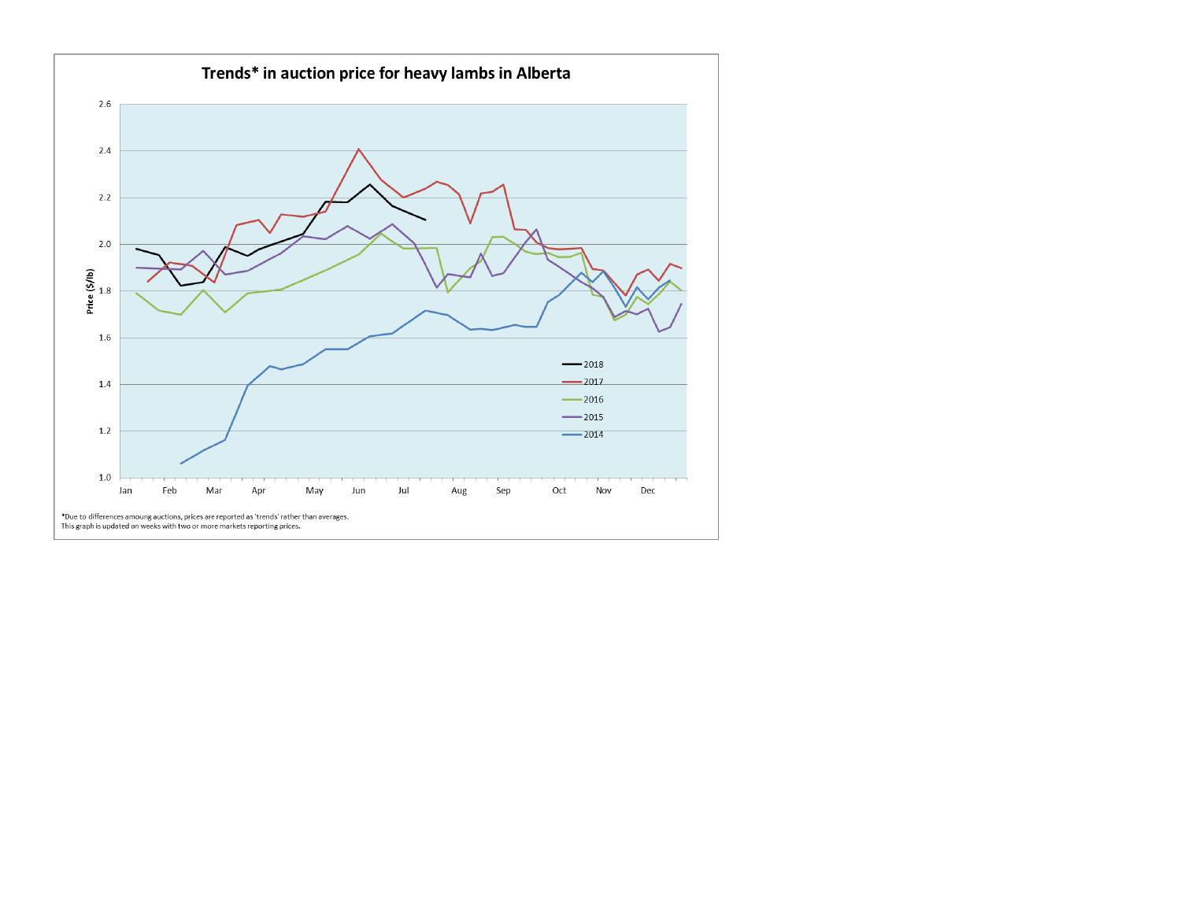## Trends* in auction price for heavy lambs in Alberta

Price ($/lb)

2.6
2.4
2.2
2.0
1.8
1.6
1.4
1.2
1.0

Jan Feb Mar Apr May Jun Jul Aug Sep Oct Nov Dec

2018
2017
2016
2015
2014

*Due to differences amoung auctions, prices are reported as 'trends' rather than averages.
This graph is updated on weeks with two or more markets reporting prices.